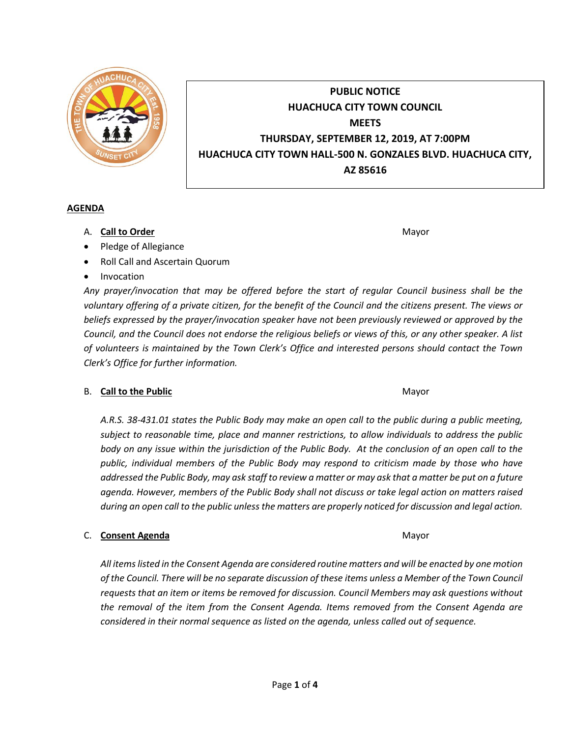**PUBLIC NOTICE**
**HUACHUCA CITY TOWN COUNCIL**
**MEETS**
**THURSDAY, SEPTEMBER 12, 2019, AT 7:00PM**
**HUACHUCA CITY TOWN HALL-500 N. GONZALES BLVD. HUACHUCA CITY, AZ 85616**

## AGENDA

A. **Call to Order** — Mayor

- Pledge of Allegiance
- Roll Call and Ascertain Quorum
- Invocation

*Any prayer/invocation that may be offered before the start of regular Council business shall be the voluntary offering of a private citizen, for the benefit of the Council and the citizens present. The views or beliefs expressed by the prayer/invocation speaker have not been previously reviewed or approved by the Council, and the Council does not endorse the religious beliefs or views of this, or any other speaker. A list of volunteers is maintained by the Town Clerk's Office and interested persons should contact the Town Clerk's Office for further information.*

B. **Call to the Public** — Mayor

*A.R.S. 38-431.01 states the Public Body may make an open call to the public during a public meeting, subject to reasonable time, place and manner restrictions, to allow individuals to address the public body on any issue within the jurisdiction of the Public Body. At the conclusion of an open call to the public, individual members of the Public Body may respond to criticism made by those who have addressed the Public Body, may ask staff to review a matter or may ask that a matter be put on a future agenda. However, members of the Public Body shall not discuss or take legal action on matters raised during an open call to the public unless the matters are properly noticed for discussion and legal action.*

C. **Consent Agenda** — Mayor

*All items listed in the Consent Agenda are considered routine matters and will be enacted by one motion of the Council. There will be no separate discussion of these items unless a Member of the Town Council requests that an item or items be removed for discussion. Council Members may ask questions without the removal of the item from the Consent Agenda. Items removed from the Consent Agenda are considered in their normal sequence as listed on the agenda, unless called out of sequence.*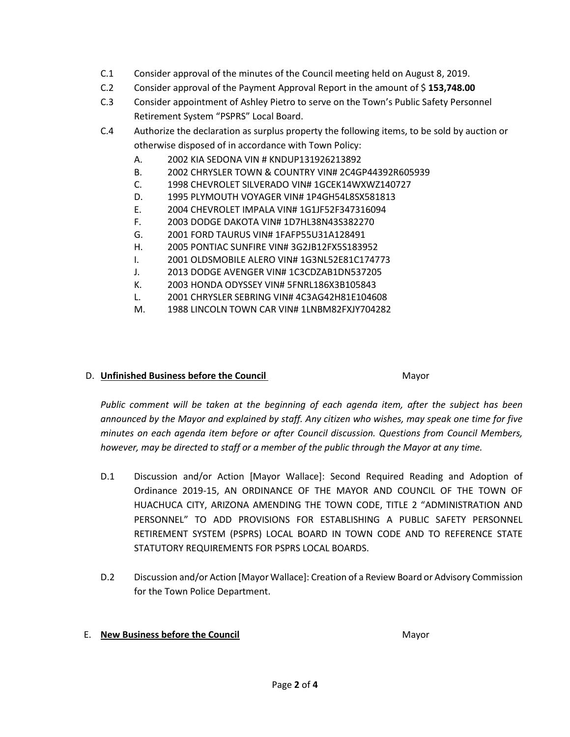C.1 Consider approval of the minutes of the Council meeting held on August 8, 2019.

C.2 Consider approval of the Payment Approval Report in the amount of $ **153,748.00**

C.3 Consider appointment of Ashley Pietro to serve on the Town's Public Safety Personnel Retirement System "PSPRS" Local Board.

C.4 Authorize the declaration as surplus property the following items, to be sold by auction or otherwise disposed of in accordance with Town Policy:

- A. 2002 KIA SEDONA VIN # KNDUP131926213892
- B. 2002 CHRYSLER TOWN & COUNTRY VIN# 2C4GP44392R605939
- C. 1998 CHEVROLET SILVERADO VIN# 1GCEK14WXWZ140727
- D. 1995 PLYMOUTH VOYAGER VIN# 1P4GH54L8SX581813
- E. 2004 CHEVROLET IMPALA VIN# 1G1JF52F347316094
- F. 2003 DODGE DAKOTA VIN# 1D7HL38N43S382270
- G. 2001 FORD TAURUS VIN# 1FAFP55U31A128491
- H. 2005 PONTIAC SUNFIRE VIN# 3G2JB12FX5S183952
- I. 2001 OLDSMOBILE ALERO VIN# 1G3NL52E81C174773
- J. 2013 DODGE AVENGER VIN# 1C3CDZAB1DN537205
- K. 2003 HONDA ODYSSEY VIN# 5FNRL186X3B105843
- L. 2001 CHRYSLER SEBRING VIN# 4C3AG42H81E104608
- M. 1988 LINCOLN TOWN CAR VIN# 1LNBM82FXJY704282

## D. **Unfinished Business before the Council** Mayor

*Public comment will be taken at the beginning of each agenda item, after the subject has been announced by the Mayor and explained by staff. Any citizen who wishes, may speak one time for five minutes on each agenda item before or after Council discussion. Questions from Council Members, however, may be directed to staff or a member of the public through the Mayor at any time.*

D.1 Discussion and/or Action [Mayor Wallace]: Second Required Reading and Adoption of Ordinance 2019-15, AN ORDINANCE OF THE MAYOR AND COUNCIL OF THE TOWN OF HUACHUCA CITY, ARIZONA AMENDING THE TOWN CODE, TITLE 2 "ADMINISTRATION AND PERSONNEL" TO ADD PROVISIONS FOR ESTABLISHING A PUBLIC SAFETY PERSONNEL RETIREMENT SYSTEM (PSPRS) LOCAL BOARD IN TOWN CODE AND TO REFERENCE STATE STATUTORY REQUIREMENTS FOR PSPRS LOCAL BOARDS.

D.2 Discussion and/or Action [Mayor Wallace]: Creation of a Review Board or Advisory Commission for the Town Police Department.

## E. **New Business before the Council** Mayor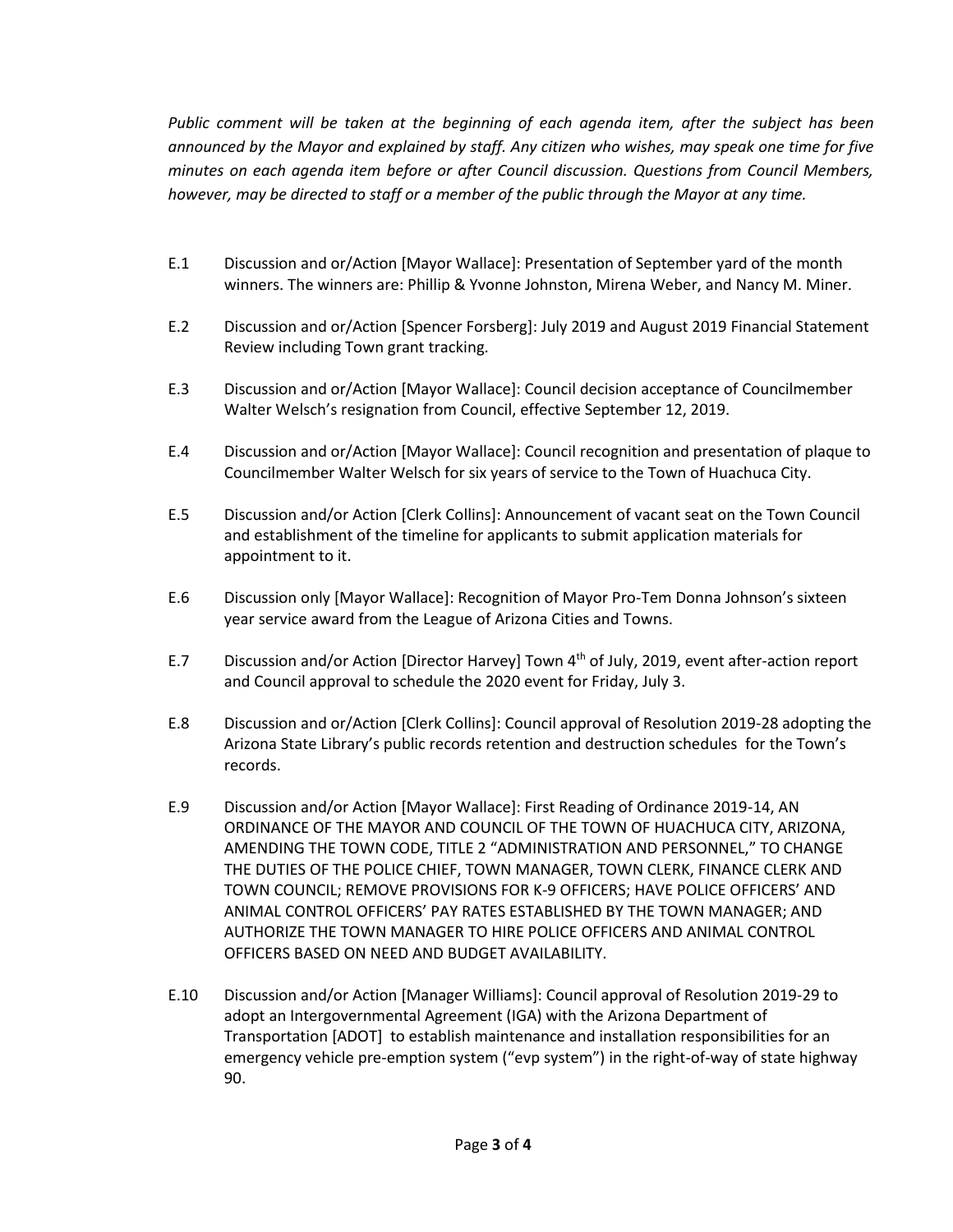*Public comment will be taken at the beginning of each agenda item, after the subject has been announced by the Mayor and explained by staff. Any citizen who wishes, may speak one time for five minutes on each agenda item before or after Council discussion. Questions from Council Members, however, may be directed to staff or a member of the public through the Mayor at any time.*

E.1 Discussion and or/Action [Mayor Wallace]: Presentation of September yard of the month winners. The winners are: Phillip & Yvonne Johnston, Mirena Weber, and Nancy M. Miner.

E.2 Discussion and or/Action [Spencer Forsberg]: July 2019 and August 2019 Financial Statement Review including Town grant tracking.

E.3 Discussion and or/Action [Mayor Wallace]: Council decision acceptance of Councilmember Walter Welsch's resignation from Council, effective September 12, 2019.

E.4 Discussion and or/Action [Mayor Wallace]: Council recognition and presentation of plaque to Councilmember Walter Welsch for six years of service to the Town of Huachuca City.

E.5 Discussion and/or Action [Clerk Collins]: Announcement of vacant seat on the Town Council and establishment of the timeline for applicants to submit application materials for appointment to it.

E.6 Discussion only [Mayor Wallace]: Recognition of Mayor Pro-Tem Donna Johnson's sixteen year service award from the League of Arizona Cities and Towns.

E.7 Discussion and/or Action [Director Harvey] Town 4th of July, 2019, event after-action report and Council approval to schedule the 2020 event for Friday, July 3.

E.8 Discussion and or/Action [Clerk Collins]: Council approval of Resolution 2019-28 adopting the Arizona State Library's public records retention and destruction schedules for the Town's records.

E.9 Discussion and/or Action [Mayor Wallace]: First Reading of Ordinance 2019-14, AN ORDINANCE OF THE MAYOR AND COUNCIL OF THE TOWN OF HUACHUCA CITY, ARIZONA, AMENDING THE TOWN CODE, TITLE 2 "ADMINISTRATION AND PERSONNEL," TO CHANGE THE DUTIES OF THE POLICE CHIEF, TOWN MANAGER, TOWN CLERK, FINANCE CLERK AND TOWN COUNCIL; REMOVE PROVISIONS FOR K-9 OFFICERS; HAVE POLICE OFFICERS' AND ANIMAL CONTROL OFFICERS' PAY RATES ESTABLISHED BY THE TOWN MANAGER; AND AUTHORIZE THE TOWN MANAGER TO HIRE POLICE OFFICERS AND ANIMAL CONTROL OFFICERS BASED ON NEED AND BUDGET AVAILABILITY.

E.10 Discussion and/or Action [Manager Williams]: Council approval of Resolution 2019-29 to adopt an Intergovernmental Agreement (IGA) with the Arizona Department of Transportation [ADOT] to establish maintenance and installation responsibilities for an emergency vehicle pre-emption system ("evp system") in the right-of-way of state highway 90.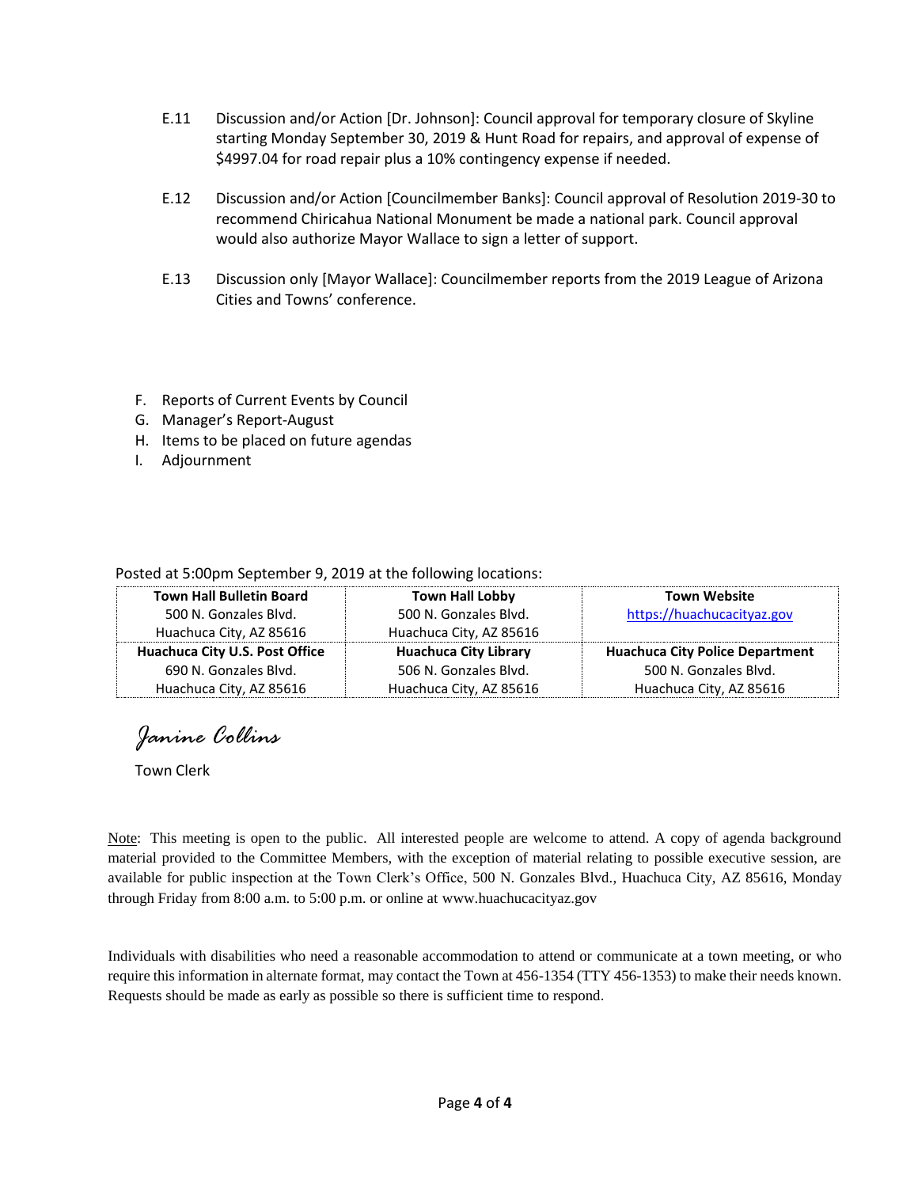E.11 Discussion and/or Action [Dr. Johnson]: Council approval for temporary closure of Skyline starting Monday September 30, 2019 & Hunt Road for repairs, and approval of expense of $4997.04 for road repair plus a 10% contingency expense if needed.

E.12 Discussion and/or Action [Councilmember Banks]: Council approval of Resolution 2019-30 to recommend Chiricahua National Monument be made a national park. Council approval would also authorize Mayor Wallace to sign a letter of support.

E.13 Discussion only [Mayor Wallace]: Councilmember reports from the 2019 League of Arizona Cities and Towns' conference.

F. Reports of Current Events by Council
G. Manager's Report-August
H. Items to be placed on future agendas
I. Adjournment

Posted at 5:00pm September 9, 2019 at the following locations:

| | | |
|---|---|---|
| **Town Hall Bulletin Board**<br>500 N. Gonzales Blvd.<br>Huachuca City, AZ 85616 | **Town Hall Lobby**<br>500 N. Gonzales Blvd.<br>Huachuca City, AZ 85616 | **Town Website**<br>https://huachucacityaz.gov |
| **Huachuca City U.S. Post Office**<br>690 N. Gonzales Blvd.<br>Huachuca City, AZ 85616 | **Huachuca City Library**<br>506 N. Gonzales Blvd.<br>Huachuca City, AZ 85616 | **Huachuca City Police Department**<br>500 N. Gonzales Blvd.<br>Huachuca City, AZ 85616 |

*Janine Collins*

Town Clerk

Note: This meeting is open to the public. All interested people are welcome to attend. A copy of agenda background material provided to the Committee Members, with the exception of material relating to possible executive session, are available for public inspection at the Town Clerk's Office, 500 N. Gonzales Blvd., Huachuca City, AZ 85616, Monday through Friday from 8:00 a.m. to 5:00 p.m. or online at www.huachucacityaz.gov

Individuals with disabilities who need a reasonable accommodation to attend or communicate at a town meeting, or who require this information in alternate format, may contact the Town at 456-1354 (TTY 456-1353) to make their needs known. Requests should be made as early as possible so there is sufficient time to respond.